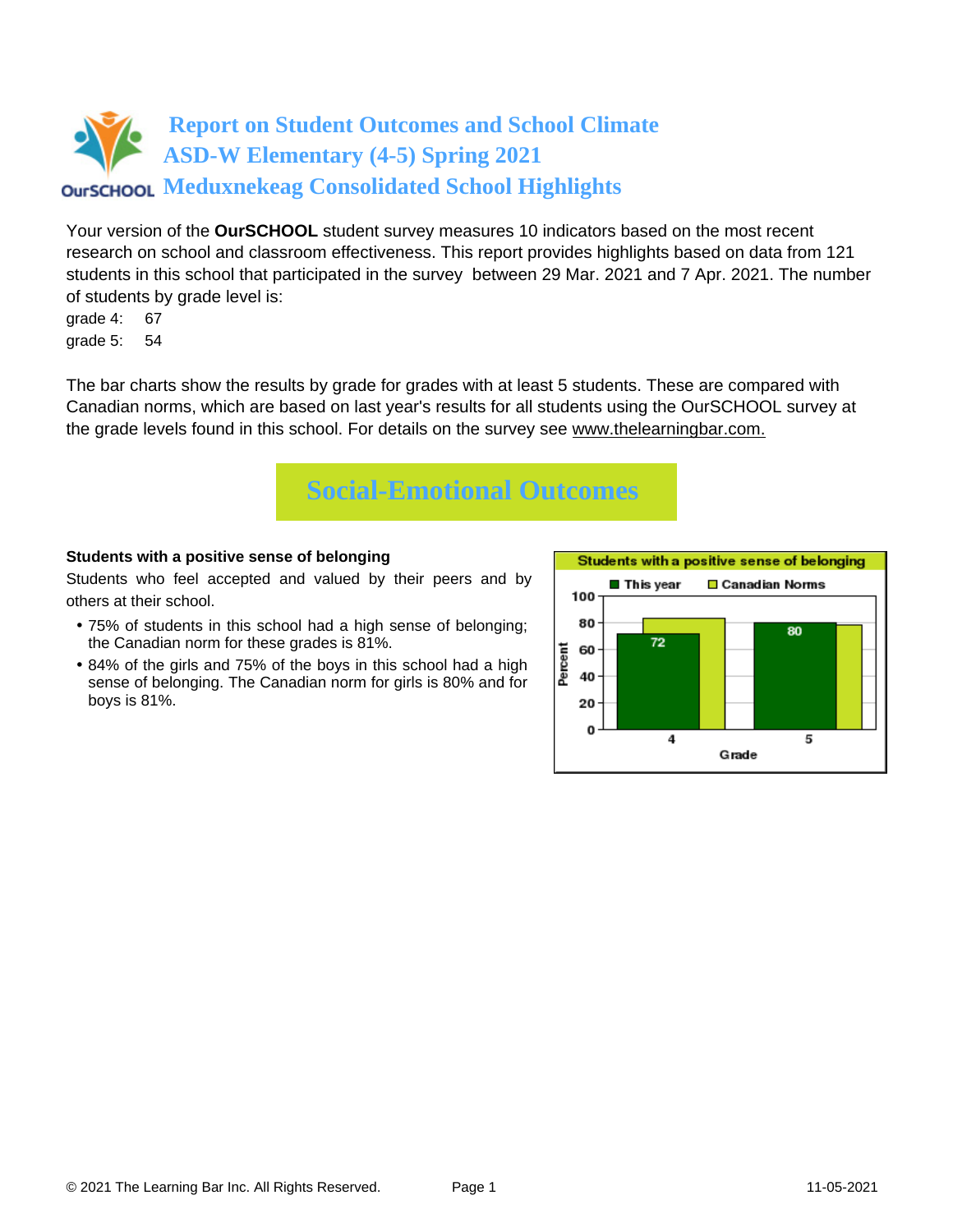# Report on Student Outcomes and School Climate
# ASD-W Elementary (4-5) Spring 2021
# Meduxnekeag Consolidated School Highlights

Your version of the **OurSCHOOL** student survey measures 10 indicators based on the most recent research on school and classroom effectiveness. This report provides highlights based on data from 121 students in this school that participated in the survey between 29 Mar. 2021 and 7 Apr. 2021. The number of students by grade level is:

grade 4: 67
grade 5: 54

The bar charts show the results by grade for grades with at least 5 students. These are compared with Canadian norms, which are based on last year's results for all students using the OurSCHOOL survey at the grade levels found in this school. For details on the survey see www.thelearningbar.com.

## Social-Emotional Outcomes

**Students with a positive sense of belonging**

Students who feel accepted and valued by their peers and by others at their school.

- 75% of students in this school had a high sense of belonging; the Canadian norm for these grades is 81%.
- 84% of the girls and 75% of the boys in this school had a high sense of belonging. The Canadian norm for girls is 80% and for boys is 81%.

Students with a positive sense of belonging

| Grade | This year | Canadian Norms |
|---|---|---|
| 4 | 72 | |
| 5 | 80 | |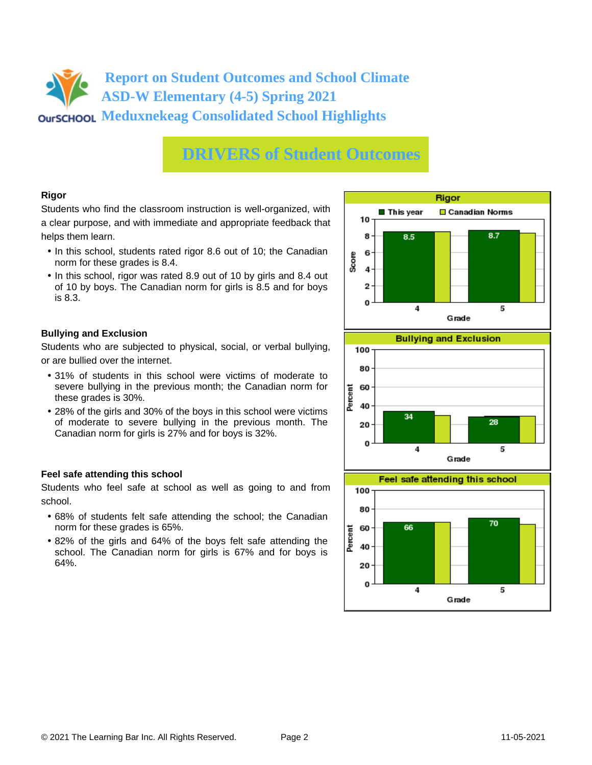# Report on Student Outcomes and School Climate
# ASD-W Elementary (4-5) Spring 2021
# Meduxnekeag Consolidated School Highlights

## DRIVERS of Student Outcomes

### Rigor

Students who find the classroom instruction is well-organized, with a clear purpose, and with immediate and appropriate feedback that helps them learn.

- In this school, students rated rigor 8.6 out of 10; the Canadian norm for these grades is 8.4.
- In this school, rigor was rated 8.9 out of 10 by girls and 8.4 out of 10 by boys. The Canadian norm for girls is 8.5 and for boys is 8.3.

**Rigor**

| Grade | This year | Canadian Norms |
|---|---|---|
| 4 | 8.5 | |
| 5 | 8.7 | |

### Bullying and Exclusion

Students who are subjected to physical, social, or verbal bullying, or are bullied over the internet.

- 31% of students in this school were victims of moderate to severe bullying in the previous month; the Canadian norm for these grades is 30%.
- 28% of the girls and 30% of the boys in this school were victims of moderate to severe bullying in the previous month. The Canadian norm for girls is 27% and for boys is 32%.

**Bullying and Exclusion**

| Grade | This year (%) | Canadian Norms (%) |
|---|---|---|
| 4 | 34 | |
| 5 | 28 | |

### Feel safe attending this school

Students who feel safe at school as well as going to and from school.

- 68% of students felt safe attending the school; the Canadian norm for these grades is 65%.
- 82% of the girls and 64% of the boys felt safe attending the school. The Canadian norm for girls is 67% and for boys is 64%.

**Feel safe attending this school**

| Grade | This year (%) | Canadian Norms (%) |
|---|---|---|
| 4 | 66 | |
| 5 | 70 | |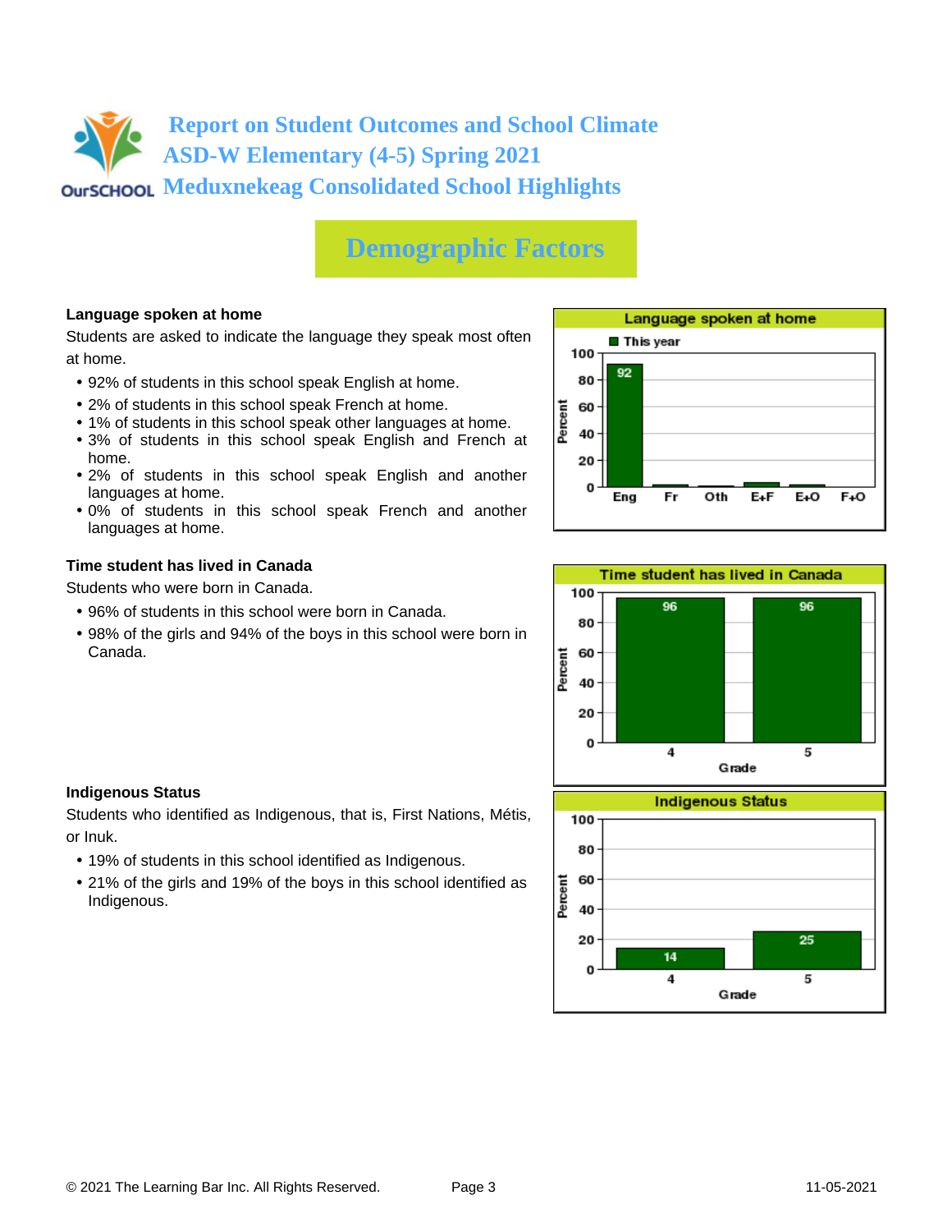# Report on Student Outcomes and School Climate
# ASD-W Elementary (4-5) Spring 2021
# Meduxnekeag Consolidated School Highlights

## Demographic Factors

### Language spoken at home

Students are asked to indicate the language they speak most often at home.

- 92% of students in this school speak English at home.
- 2% of students in this school speak French at home.
- 1% of students in this school speak other languages at home.
- 3% of students in this school speak English and French at home.
- 2% of students in this school speak English and another languages at home.
- 0% of students in this school speak French and another languages at home.

**Language spoken at home**

| | Eng | Fr | Oth | E+F | E+O | F+O |
|---|---|---|---|---|---|---|
| This year (Percent) | 92 | | | | | |

### Time student has lived in Canada

Students who were born in Canada.

- 96% of students in this school were born in Canada.
- 98% of the girls and 94% of the boys in this school were born in Canada.

**Time student has lived in Canada**

| Grade | Percent |
|---|---|
| 4 | 96 |
| 5 | 96 |

### Indigenous Status

Students who identified as Indigenous, that is, First Nations, Métis, or Inuk.

- 19% of students in this school identified as Indigenous.
- 21% of the girls and 19% of the boys in this school identified as Indigenous.

**Indigenous Status**

| Grade | Percent |
|---|---|
| 4 | 14 |
| 5 | 25 |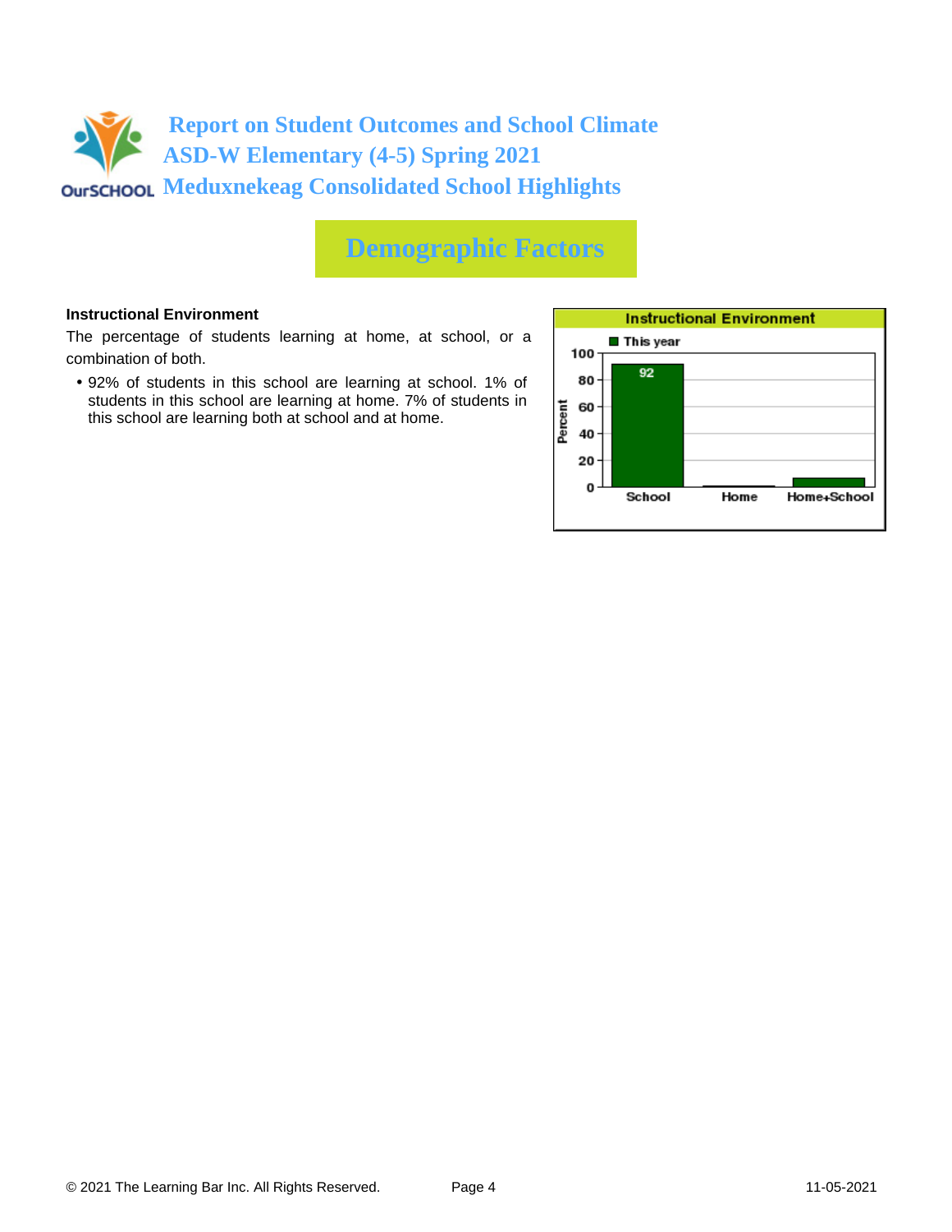# Report on Student Outcomes and School Climate
# ASD-W Elementary (4-5) Spring 2021
# Meduxnekeag Consolidated School Highlights

## Demographic Factors

### Instructional Environment

The percentage of students learning at home, at school, or a combination of both.

- 92% of students in this school are learning at school. 1% of students in this school are learning at home. 7% of students in this school are learning both at school and at home.

**Instructional Environment**

| | School | Home | Home+School |
|---|---|---|---|
| This year (Percent) | 92 | | |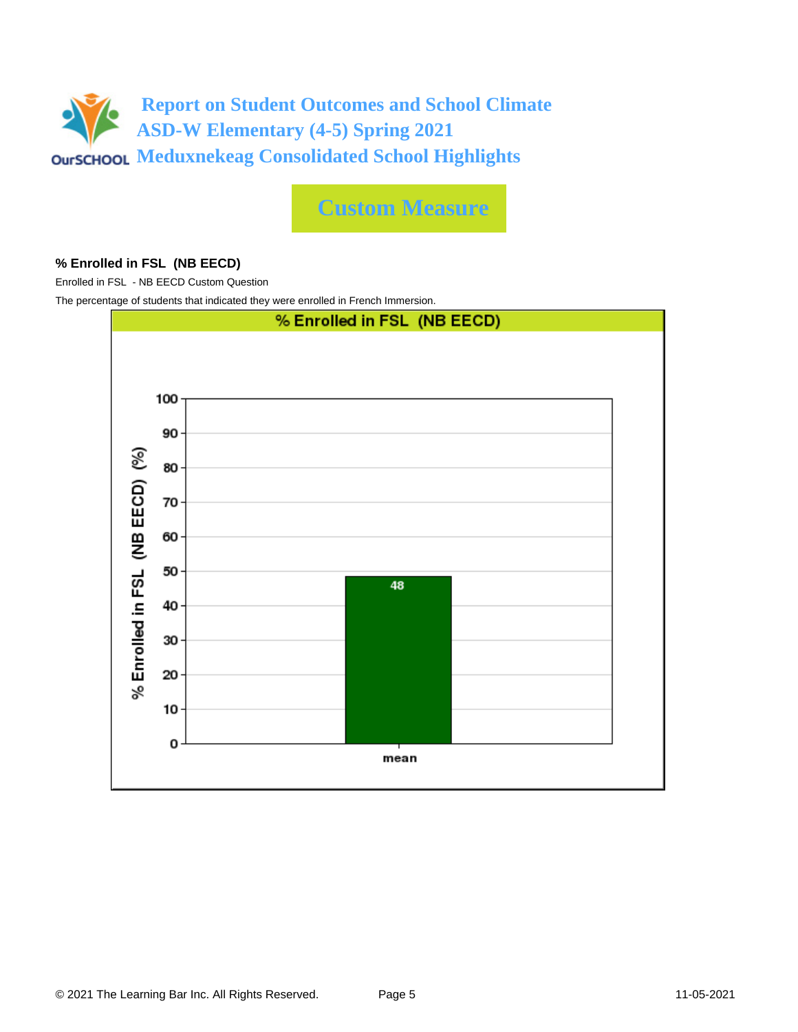# Report on Student Outcomes and School Climate
## ASD-W Elementary (4-5) Spring 2021
## Meduxnekeag Consolidated School Highlights

## Custom Measure

**% Enrolled in FSL (NB EECD)**

Enrolled in FSL - NB EECD Custom Question

The percentage of students that indicated they were enrolled in French Immersion.

**% Enrolled in FSL (NB EECD)**

| | % Enrolled in FSL (NB EECD) (%) |
|---|---|
| mean | 48 |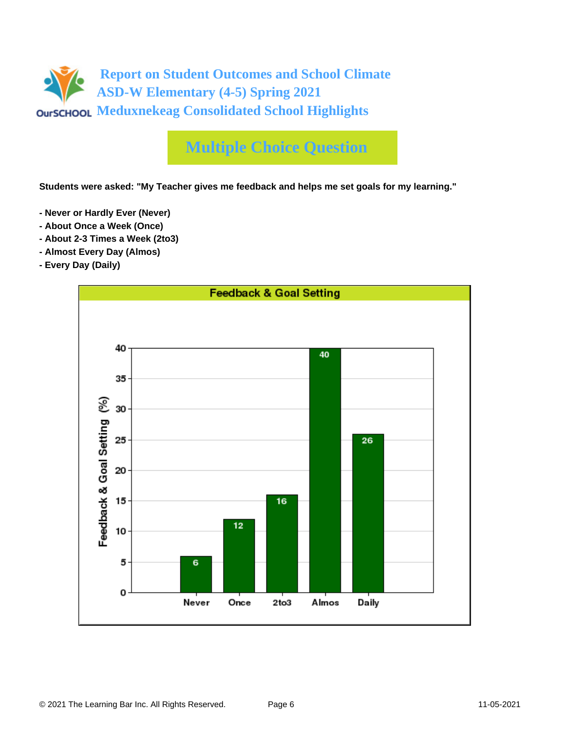# Report on Student Outcomes and School Climate
## ASD-W Elementary (4-5) Spring 2021
## Meduxnekeag Consolidated School Highlights

## Multiple Choice Question

**Students were asked: "My Teacher gives me feedback and helps me set goals for my learning."**

- **Never or Hardly Ever (Never)**
- **About Once a Week (Once)**
- **About 2-3 Times a Week (2to3)**
- **Almost Every Day (Almos)**
- **Every Day (Daily)**

**Feedback & Goal Setting**

| Response | Feedback & Goal Setting (%) |
|---|---|
| Never | 6 |
| Once | 12 |
| 2to3 | 16 |
| Almos | 40 |
| Daily | 26 |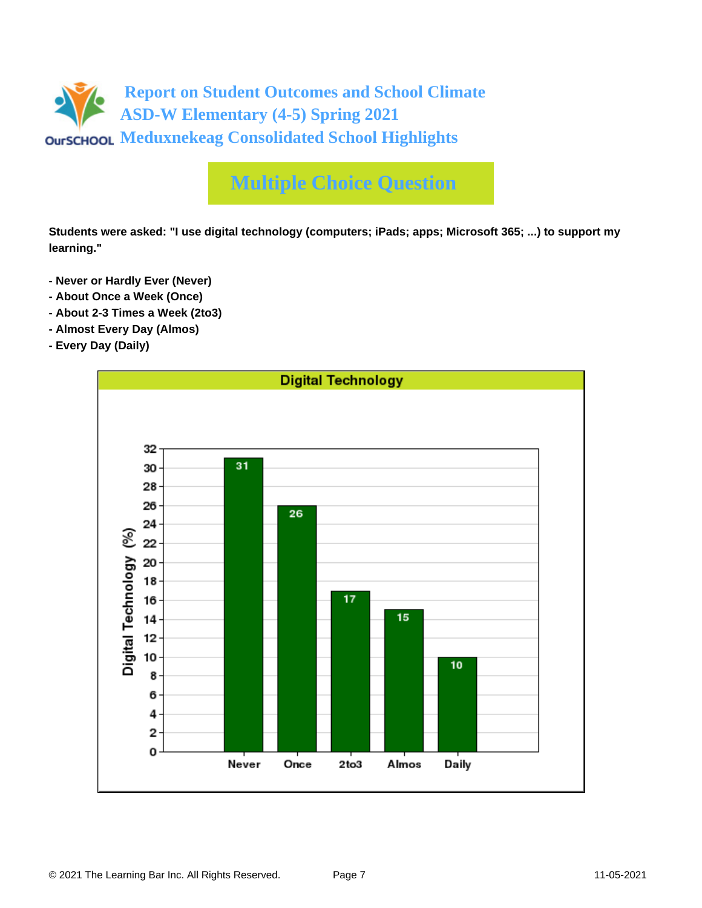# Report on Student Outcomes and School Climate
## ASD-W Elementary (4-5) Spring 2021
## Meduxnekeag Consolidated School Highlights

OurSCHOOL

## Multiple Choice Question

**Students were asked: "I use digital technology (computers; iPads; apps; Microsoft 365; ...) to support my learning."**

**- Never or Hardly Ever (Never)**
**- About Once a Week (Once)**
**- About 2-3 Times a Week (2to3)**
**- Almost Every Day (Almos)**
**- Every Day (Daily)**

Digital Technology

Digital Technology (%)

0
2
4
6
8
10
12
14
16
18
20
22
24
26
28
30
32

31
26
17
15
10

Never
Once
2to3
Almos
Daily

© 2021 The Learning Bar Inc. All Rights Reserved.

11-05-2021